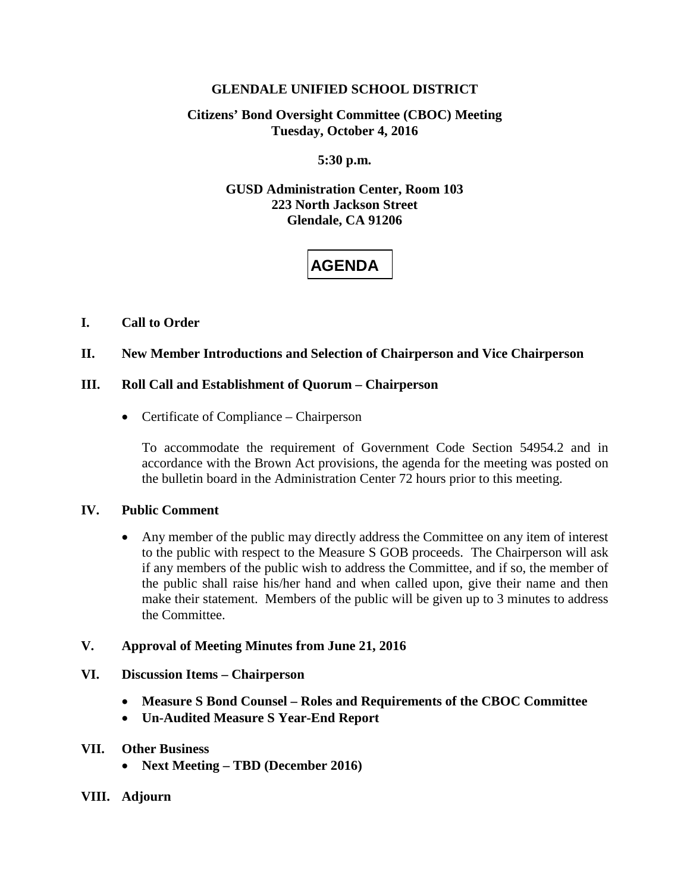**GLENDALE UNIFIED SCHOOL DISTRICT**

**Citizens' Bond Oversight Committee (CBOC) Meeting**
**Tuesday, October 4, 2016**

**5:30 p.m.**

**GUSD Administration Center, Room 103**
**223 North Jackson Street**
**Glendale, CA 91206**

# AGENDA

**I. Call to Order**

**II. New Member Introductions and Selection of Chairperson and Vice Chairperson**

**III. Roll Call and Establishment of Quorum – Chairperson**

- Certificate of Compliance – Chairperson

  To accommodate the requirement of Government Code Section 54954.2 and in accordance with the Brown Act provisions, the agenda for the meeting was posted on the bulletin board in the Administration Center 72 hours prior to this meeting.

**IV. Public Comment**

- Any member of the public may directly address the Committee on any item of interest to the public with respect to the Measure S GOB proceeds. The Chairperson will ask if any members of the public wish to address the Committee, and if so, the member of the public shall raise his/her hand and when called upon, give their name and then make their statement. Members of the public will be given up to 3 minutes to address the Committee.

**V. Approval of Meeting Minutes from June 21, 2016**

**VI. Discussion Items – Chairperson**

- **Measure S Bond Counsel – Roles and Requirements of the CBOC Committee**
- **Un-Audited Measure S Year-End Report**

**VII. Other Business**

- **Next Meeting – TBD (December 2016)**

**VIII. Adjourn**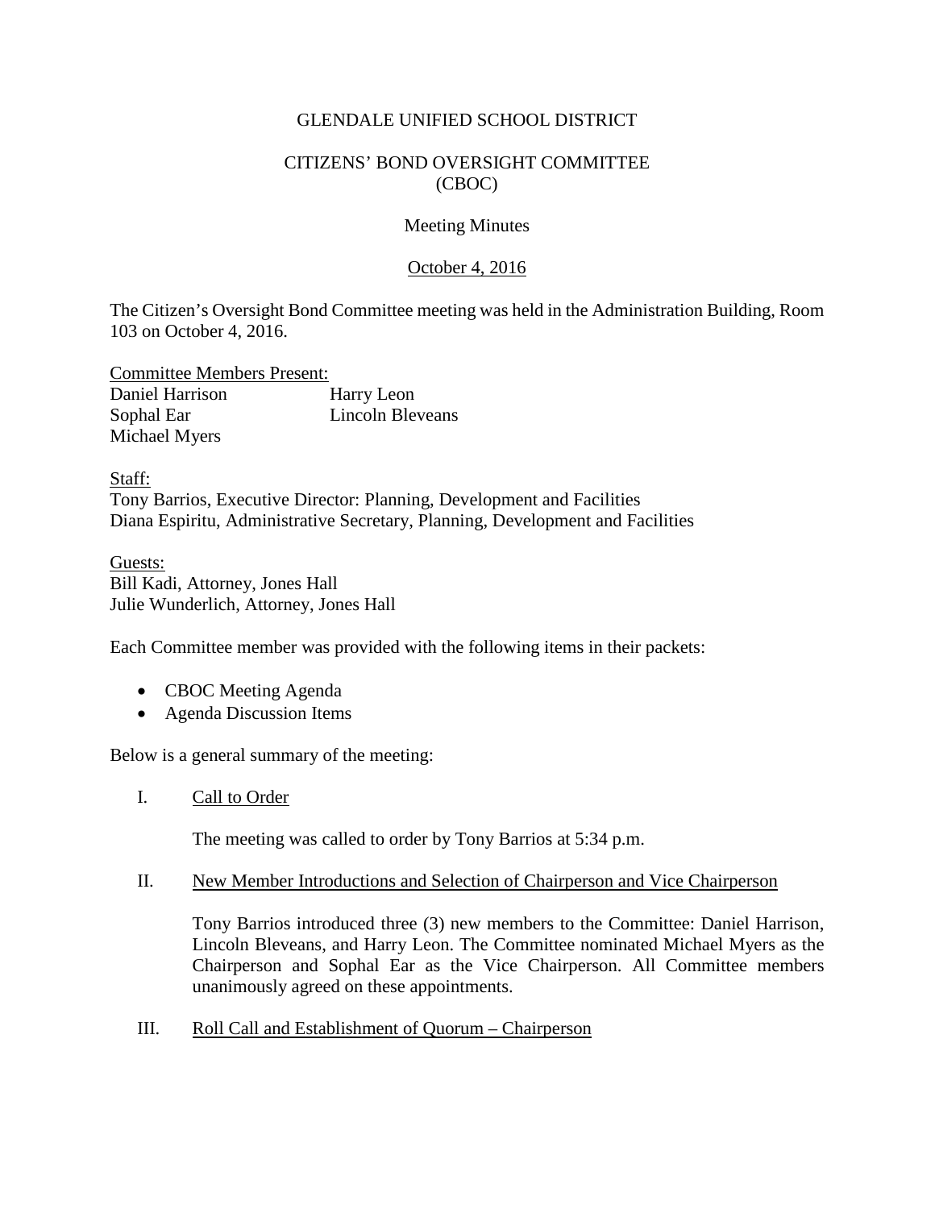GLENDALE UNIFIED SCHOOL DISTRICT

CITIZENS' BOND OVERSIGHT COMMITTEE
(CBOC)

Meeting Minutes

October 4, 2016

The Citizen's Oversight Bond Committee meeting was held in the Administration Building, Room 103 on October 4, 2016.

Committee Members Present:

| | |
|---|---|
| Daniel Harrison | Harry Leon |
| Sophal Ear | Lincoln Bleveans |
| Michael Myers | |

Staff:
Tony Barrios, Executive Director: Planning, Development and Facilities
Diana Espiritu, Administrative Secretary, Planning, Development and Facilities

Guests:
Bill Kadi, Attorney, Jones Hall
Julie Wunderlich, Attorney, Jones Hall

Each Committee member was provided with the following items in their packets:

- CBOC Meeting Agenda
- Agenda Discussion Items

Below is a general summary of the meeting:

I. Call to Order

The meeting was called to order by Tony Barrios at 5:34 p.m.

II. New Member Introductions and Selection of Chairperson and Vice Chairperson

Tony Barrios introduced three (3) new members to the Committee: Daniel Harrison, Lincoln Bleveans, and Harry Leon. The Committee nominated Michael Myers as the Chairperson and Sophal Ear as the Vice Chairperson. All Committee members unanimously agreed on these appointments.

III. Roll Call and Establishment of Quorum – Chairperson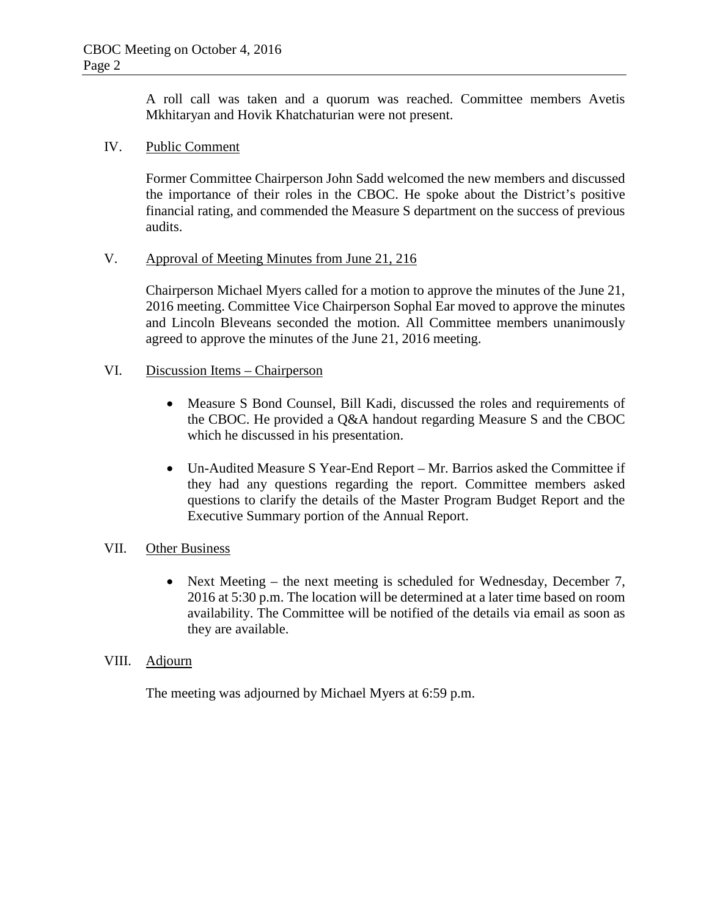A roll call was taken and a quorum was reached. Committee members Avetis Mkhitaryan and Hovik Khatchaturian were not present.

IV. Public Comment

Former Committee Chairperson John Sadd welcomed the new members and discussed the importance of their roles in the CBOC. He spoke about the District's positive financial rating, and commended the Measure S department on the success of previous audits.

V. Approval of Meeting Minutes from June 21, 216

Chairperson Michael Myers called for a motion to approve the minutes of the June 21, 2016 meeting. Committee Vice Chairperson Sophal Ear moved to approve the minutes and Lincoln Bleveans seconded the motion. All Committee members unanimously agreed to approve the minutes of the June 21, 2016 meeting.

VI. Discussion Items – Chairperson

- Measure S Bond Counsel, Bill Kadi, discussed the roles and requirements of the CBOC. He provided a Q&A handout regarding Measure S and the CBOC which he discussed in his presentation.

- Un-Audited Measure S Year-End Report – Mr. Barrios asked the Committee if they had any questions regarding the report. Committee members asked questions to clarify the details of the Master Program Budget Report and the Executive Summary portion of the Annual Report.

VII. Other Business

- Next Meeting – the next meeting is scheduled for Wednesday, December 7, 2016 at 5:30 p.m. The location will be determined at a later time based on room availability. The Committee will be notified of the details via email as soon as they are available.

VIII. Adjourn

The meeting was adjourned by Michael Myers at 6:59 p.m.